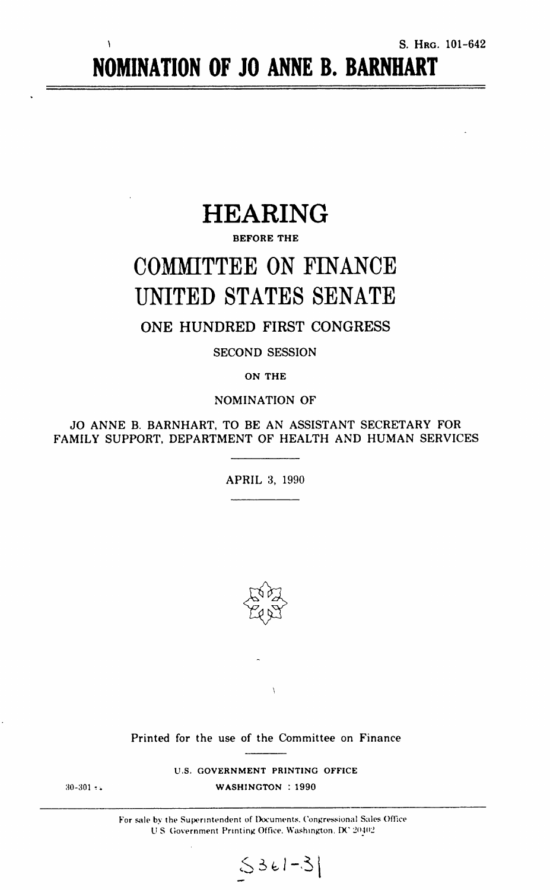S. HRG. 101-642

# NOMINATION OF JO ANNE B. BARNHART

## HEARING

BEFORE THE

## COMMITTEE ON FINANCE

## UNITED STATES SENATE

ONE HUNDRED FIRST CONGRESS

SECOND SESSION

ON THE

NOMINATION OF

JO ANNE B. BARNHART, TO BE AN ASSISTANT SECRETARY FOR FAMILY SUPPORT, DEPARTMENT OF HEALTH AND HUMAN SERVICES

APRIL 3, 1990

Printed for the use of the Committee on Finance

U.S. GOVERNMENT PRINTING OFFICE

30-301

WASHINGTON : 1990

For sale by the Superintendent of Documents, Congressional Sales Office
U.S. Government Printing Office, Washington, DC 20402

S361-31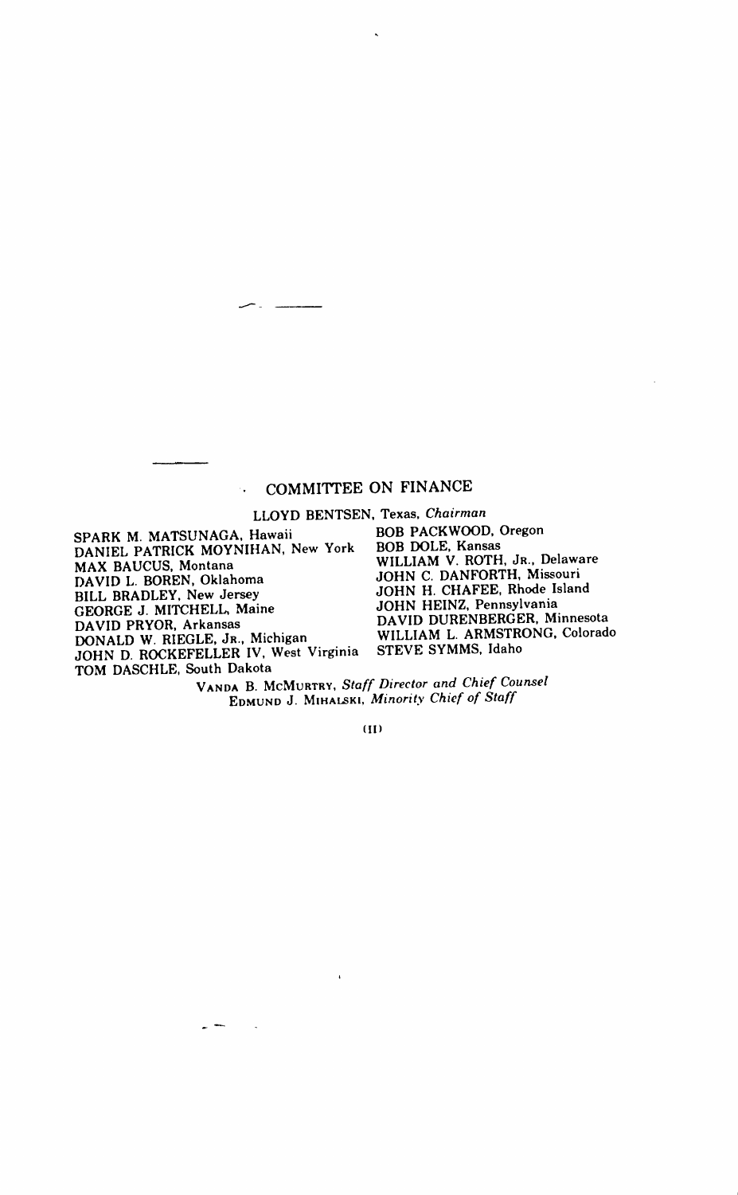## COMMITTEE ON FINANCE

LLOYD BENTSEN, Texas, *Chairman*

SPARK M. MATSUNAGA, Hawaii
DANIEL PATRICK MOYNIHAN, New York
MAX BAUCUS, Montana
DAVID L. BOREN, Oklahoma
BILL BRADLEY, New Jersey
GEORGE J. MITCHELL, Maine
DAVID PRYOR, Arkansas
DONALD W. RIEGLE, JR., Michigan
JOHN D. ROCKEFELLER IV, West Virginia
TOM DASCHLE, South Dakota

BOB PACKWOOD, Oregon
BOB DOLE, Kansas
WILLIAM V. ROTH, JR., Delaware
JOHN C. DANFORTH, Missouri
JOHN H. CHAFEE, Rhode Island
JOHN HEINZ, Pennsylvania
DAVID DURENBERGER, Minnesota
WILLIAM L. ARMSTRONG, Colorado
STEVE SYMMS, Idaho

VANDA B. MCMURTRY, *Staff Director and Chief Counsel*
EDMUND J. MIHALSKI, *Minority Chief of Staff*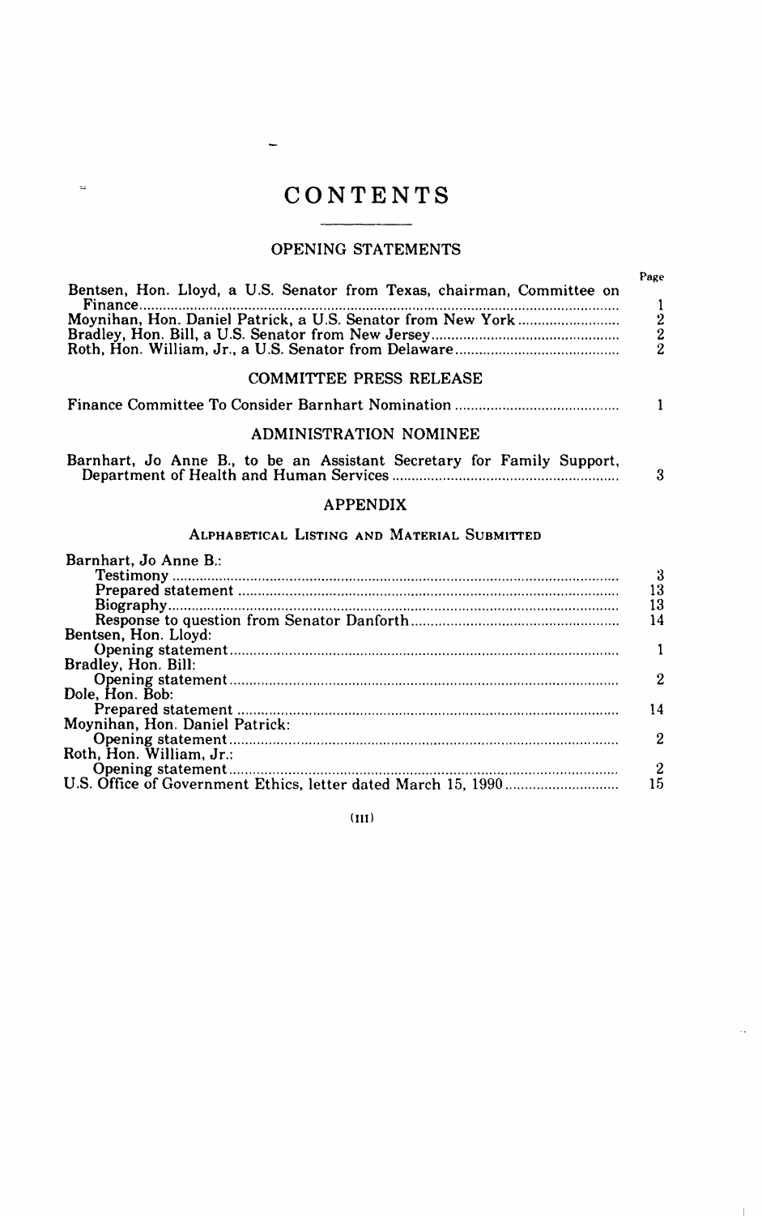# CONTENTS

## OPENING STATEMENTS

| | Page |
|---|---|
| Bentsen, Hon. Lloyd, a U.S. Senator from Texas, chairman, Committee on Finance | 1 |
| Moynihan, Hon. Daniel Patrick, a U.S. Senator from New York | 2 |
| Bradley, Hon. Bill, a U.S. Senator from New Jersey | 2 |
| Roth, Hon. William, Jr., a U.S. Senator from Delaware | 2 |

## COMMITTEE PRESS RELEASE

| | |
|---|---|
| Finance Committee To Consider Barnhart Nomination | 1 |

## ADMINISTRATION NOMINEE

| | |
|---|---|
| Barnhart, Jo Anne B., to be an Assistant Secretary for Family Support, Department of Health and Human Services | 3 |

## APPENDIX

### ALPHABETICAL LISTING AND MATERIAL SUBMITTED

| | |
|---|---|
| Barnhart, Jo Anne B.: | |
| Testimony | 3 |
| Prepared statement | 13 |
| Biography | 13 |
| Response to question from Senator Danforth | 14 |
| Bentsen, Hon. Lloyd: | |
| Opening statement | 1 |
| Bradley, Hon. Bill: | |
| Opening statement | 2 |
| Dole, Hon. Bob: | |
| Prepared statement | 14 |
| Moynihan, Hon. Daniel Patrick: | |
| Opening statement | 2 |
| Roth, Hon. William, Jr.: | |
| Opening statement | 2 |
| U.S. Office of Government Ethics, letter dated March 15, 1990 | 15 |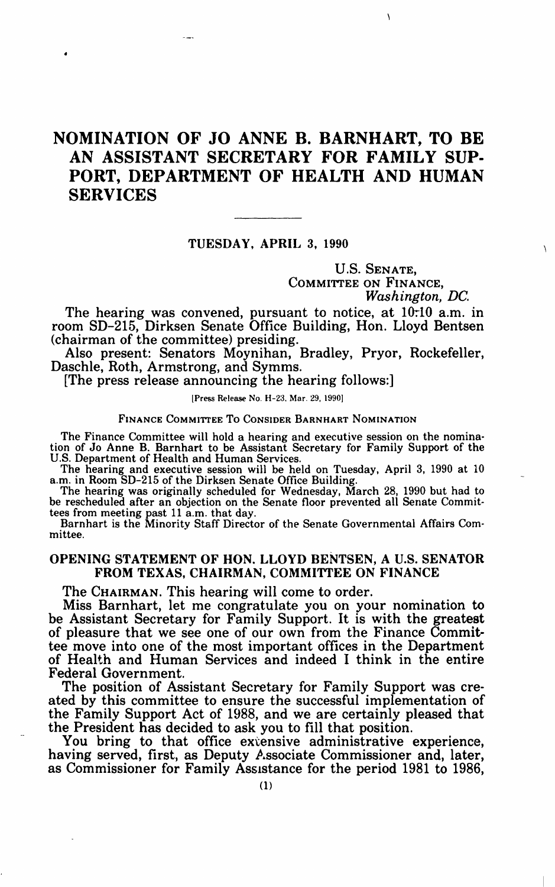# NOMINATION OF JO ANNE B. BARNHART, TO BE AN ASSISTANT SECRETARY FOR FAMILY SUPPORT, DEPARTMENT OF HEALTH AND HUMAN SERVICES

TUESDAY, APRIL 3, 1990

U.S. SENATE,
COMMITTEE ON FINANCE,
*Washington, DC.*

The hearing was convened, pursuant to notice, at 10:10 a.m. in room SD-215, Dirksen Senate Office Building, Hon. Lloyd Bentsen (chairman of the committee) presiding.

Also present: Senators Moynihan, Bradley, Pryor, Rockefeller, Daschle, Roth, Armstrong, and Symms.

[The press release announcing the hearing follows:]

[Press Release No. H-23, Mar. 29, 1990]

FINANCE COMMITTEE TO CONSIDER BARNHART NOMINATION

The Finance Committee will hold a hearing and executive session on the nomination of Jo Anne B. Barnhart to be Assistant Secretary for Family Support of the U.S. Department of Health and Human Services.

The hearing and executive session will be held on Tuesday, April 3, 1990 at 10 a.m. in Room SD-215 of the Dirksen Senate Office Building.

The hearing was originally scheduled for Wednesday, March 28, 1990 but had to be rescheduled after an objection on the Senate floor prevented all Senate Committees from meeting past 11 a.m. that day.

Barnhart is the Minority Staff Director of the Senate Governmental Affairs Committee.

## OPENING STATEMENT OF HON. LLOYD BENTSEN, A U.S. SENATOR FROM TEXAS, CHAIRMAN, COMMITTEE ON FINANCE

The CHAIRMAN. This hearing will come to order.

Miss Barnhart, let me congratulate you on your nomination to be Assistant Secretary for Family Support. It is with the greatest of pleasure that we see one of our own from the Finance Committee move into one of the most important offices in the Department of Health and Human Services and indeed I think in the entire Federal Government.

The position of Assistant Secretary for Family Support was created by this committee to ensure the successful implementation of the Family Support Act of 1988, and we are certainly pleased that the President has decided to ask you to fill that position.

You bring to that office extensive administrative experience, having served, first, as Deputy Associate Commissioner and, later, as Commissioner for Family Assistance for the period 1981 to 1986,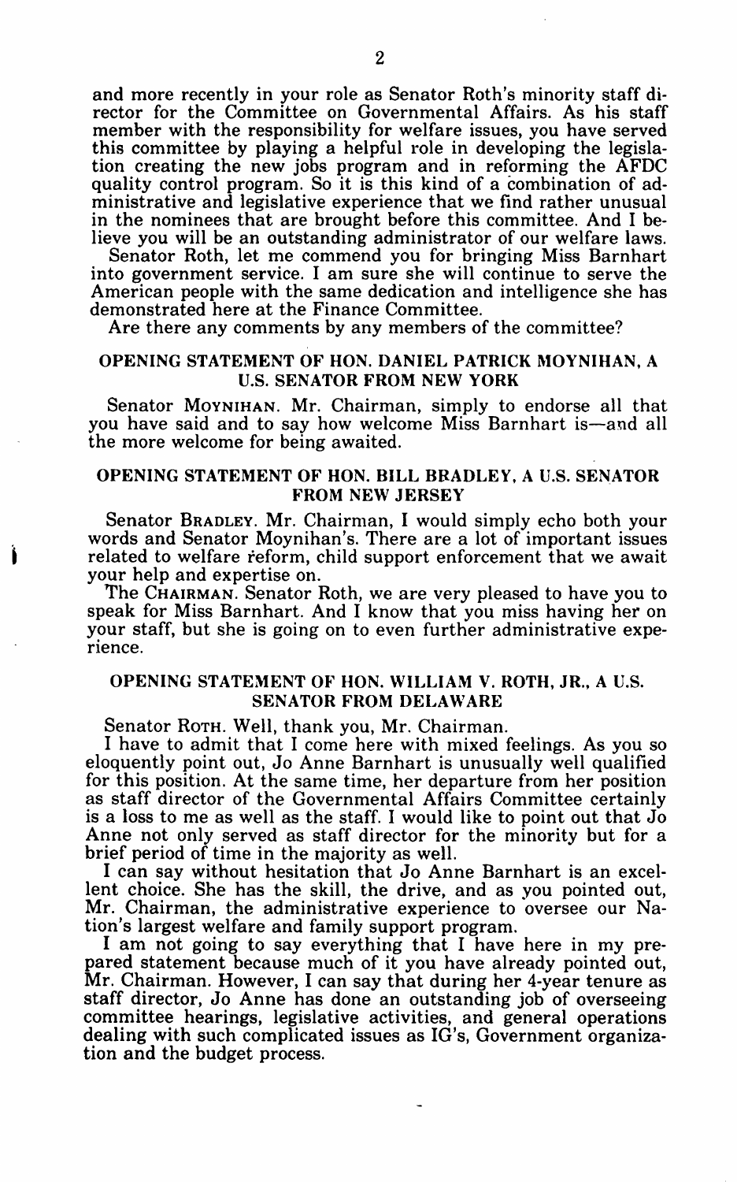and more recently in your role as Senator Roth's minority staff director for the Committee on Governmental Affairs. As his staff member with the responsibility for welfare issues, you have served this committee by playing a helpful role in developing the legislation creating the new jobs program and in reforming the AFDC quality control program. So it is this kind of a combination of administrative and legislative experience that we find rather unusual in the nominees that are brought before this committee. And I believe you will be an outstanding administrator of our welfare laws.

Senator Roth, let me commend you for bringing Miss Barnhart into government service. I am sure she will continue to serve the American people with the same dedication and intelligence she has demonstrated here at the Finance Committee.

Are there any comments by any members of the committee?

## OPENING STATEMENT OF HON. DANIEL PATRICK MOYNIHAN, A U.S. SENATOR FROM NEW YORK

Senator MOYNIHAN. Mr. Chairman, simply to endorse all that you have said and to say how welcome Miss Barnhart is—and all the more welcome for being awaited.

## OPENING STATEMENT OF HON. BILL BRADLEY, A U.S. SENATOR FROM NEW JERSEY

Senator BRADLEY. Mr. Chairman, I would simply echo both your words and Senator Moynihan's. There are a lot of important issues related to welfare reform, child support enforcement that we await your help and expertise on.

The CHAIRMAN. Senator Roth, we are very pleased to have you to speak for Miss Barnhart. And I know that you miss having her on your staff, but she is going on to even further administrative experience.

## OPENING STATEMENT OF HON. WILLIAM V. ROTH, JR., A U.S. SENATOR FROM DELAWARE

Senator ROTH. Well, thank you, Mr. Chairman.

I have to admit that I come here with mixed feelings. As you so eloquently point out, Jo Anne Barnhart is unusually well qualified for this position. At the same time, her departure from her position as staff director of the Governmental Affairs Committee certainly is a loss to me as well as the staff. I would like to point out that Jo Anne not only served as staff director for the minority but for a brief period of time in the majority as well.

I can say without hesitation that Jo Anne Barnhart is an excellent choice. She has the skill, the drive, and as you pointed out, Mr. Chairman, the administrative experience to oversee our Nation's largest welfare and family support program.

I am not going to say everything that I have here in my prepared statement because much of it you have already pointed out, Mr. Chairman. However, I can say that during her 4-year tenure as staff director, Jo Anne has done an outstanding job of overseeing committee hearings, legislative activities, and general operations dealing with such complicated issues as IG's, Government organization and the budget process.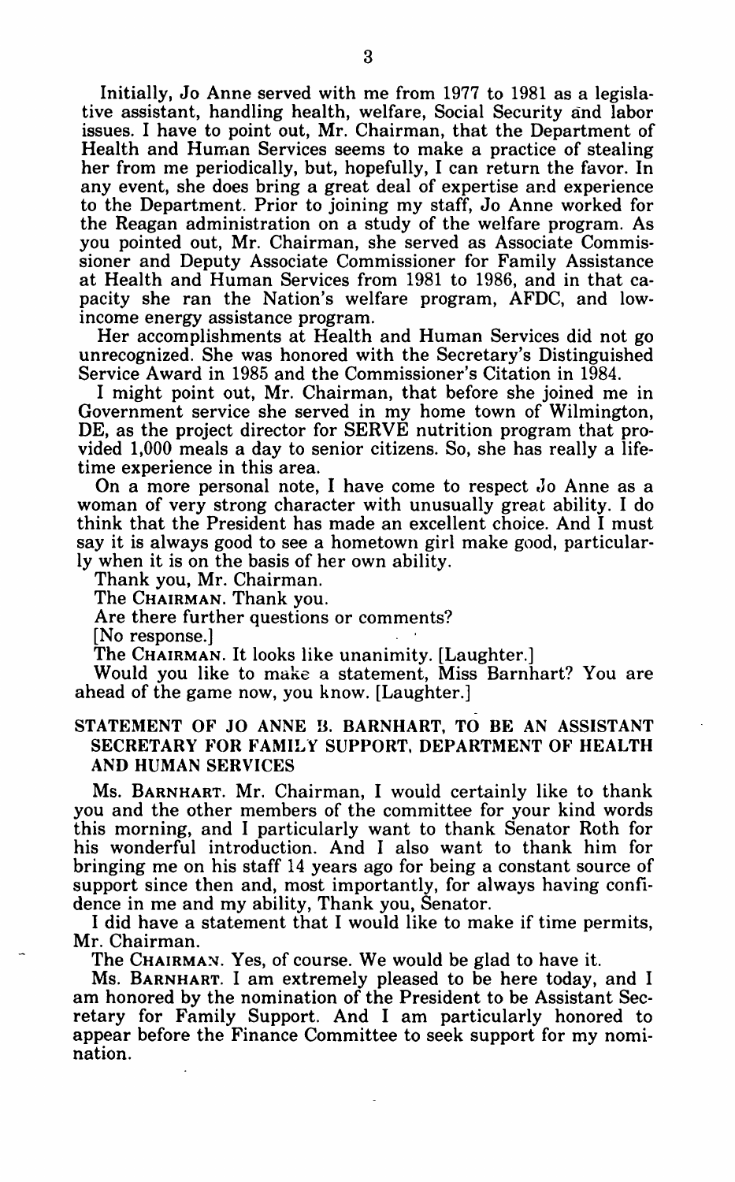Initially, Jo Anne served with me from 1977 to 1981 as a legislative assistant, handling health, welfare, Social Security and labor issues. I have to point out, Mr. Chairman, that the Department of Health and Human Services seems to make a practice of stealing her from me periodically, but, hopefully, I can return the favor. In any event, she does bring a great deal of expertise and experience to the Department. Prior to joining my staff, Jo Anne worked for the Reagan administration on a study of the welfare program. As you pointed out, Mr. Chairman, she served as Associate Commissioner and Deputy Associate Commissioner for Family Assistance at Health and Human Services from 1981 to 1986, and in that capacity she ran the Nation's welfare program, AFDC, and low-income energy assistance program.

Her accomplishments at Health and Human Services did not go unrecognized. She was honored with the Secretary's Distinguished Service Award in 1985 and the Commissioner's Citation in 1984.

I might point out, Mr. Chairman, that before she joined me in Government service she served in my home town of Wilmington, DE, as the project director for SERVE nutrition program that provided 1,000 meals a day to senior citizens. So, she has really a lifetime experience in this area.

On a more personal note, I have come to respect Jo Anne as a woman of very strong character with unusually great ability. I do think that the President has made an excellent choice. And I must say it is always good to see a hometown girl make good, particularly when it is on the basis of her own ability.

Thank you, Mr. Chairman.

The CHAIRMAN. Thank you.

Are there further questions or comments?

[No response.]

The CHAIRMAN. It looks like unanimity. [Laughter.]

Would you like to make a statement, Miss Barnhart? You are ahead of the game now, you know. [Laughter.]

## STATEMENT OF JO ANNE B. BARNHART, TO BE AN ASSISTANT SECRETARY FOR FAMILY SUPPORT, DEPARTMENT OF HEALTH AND HUMAN SERVICES

Ms. BARNHART. Mr. Chairman, I would certainly like to thank you and the other members of the committee for your kind words this morning, and I particularly want to thank Senator Roth for his wonderful introduction. And I also want to thank him for bringing me on his staff 14 years ago for being a constant source of support since then and, most importantly, for always having confidence in me and my ability, Thank you, Senator.

I did have a statement that I would like to make if time permits, Mr. Chairman.

The CHAIRMAN. Yes, of course. We would be glad to have it.

Ms. BARNHART. I am extremely pleased to be here today, and I am honored by the nomination of the President to be Assistant Secretary for Family Support. And I am particularly honored to appear before the Finance Committee to seek support for my nomination.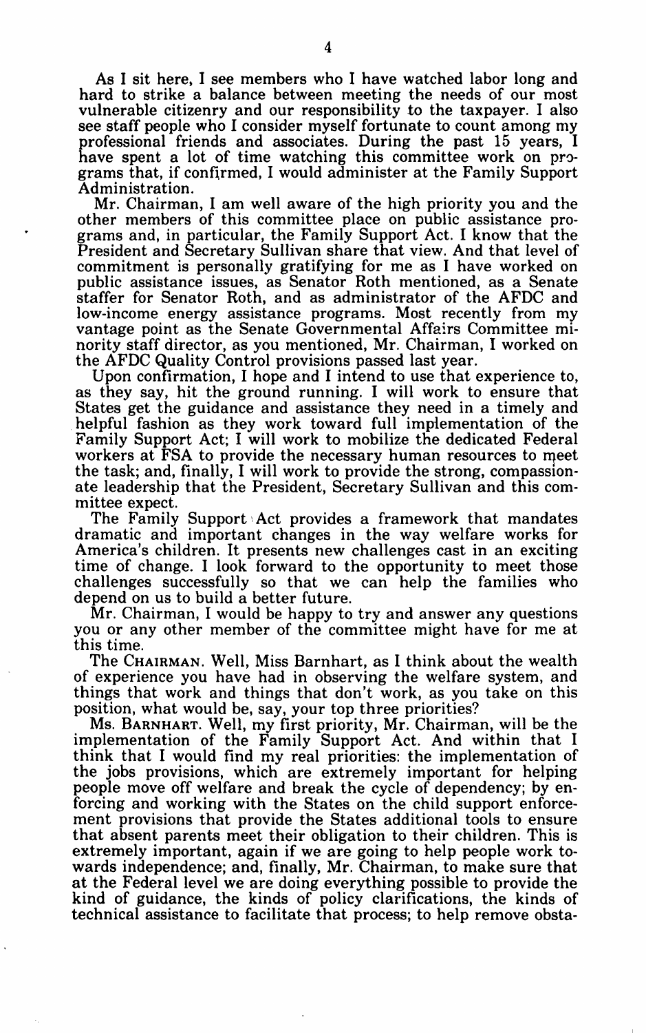As I sit here, I see members who I have watched labor long and hard to strike a balance between meeting the needs of our most vulnerable citizenry and our responsibility to the taxpayer. I also see staff people who I consider myself fortunate to count among my professional friends and associates. During the past 15 years, I have spent a lot of time watching this committee work on programs that, if confirmed, I would administer at the Family Support Administration.

Mr. Chairman, I am well aware of the high priority you and the other members of this committee place on public assistance programs and, in particular, the Family Support Act. I know that the President and Secretary Sullivan share that view. And that level of commitment is personally gratifying for me as I have worked on public assistance issues, as Senator Roth mentioned, as a Senate staffer for Senator Roth, and as administrator of the AFDC and low-income energy assistance programs. Most recently from my vantage point as the Senate Governmental Affairs Committee minority staff director, as you mentioned, Mr. Chairman, I worked on the AFDC Quality Control provisions passed last year.

Upon confirmation, I hope and I intend to use that experience to, as they say, hit the ground running. I will work to ensure that States get the guidance and assistance they need in a timely and helpful fashion as they work toward full implementation of the Family Support Act; I will work to mobilize the dedicated Federal workers at FSA to provide the necessary human resources to meet the task; and, finally, I will work to provide the strong, compassionate leadership that the President, Secretary Sullivan and this committee expect.

The Family Support Act provides a framework that mandates dramatic and important changes in the way welfare works for America's children. It presents new challenges cast in an exciting time of change. I look forward to the opportunity to meet those challenges successfully so that we can help the families who depend on us to build a better future.

Mr. Chairman, I would be happy to try and answer any questions you or any other member of the committee might have for me at this time.

The CHAIRMAN. Well, Miss Barnhart, as I think about the wealth of experience you have had in observing the welfare system, and things that work and things that don't work, as you take on this position, what would be, say, your top three priorities?

Ms. BARNHART. Well, my first priority, Mr. Chairman, will be the implementation of the Family Support Act. And within that I think that I would find my real priorities: the implementation of the jobs provisions, which are extremely important for helping people move off welfare and break the cycle of dependency; by enforcing and working with the States on the child support enforcement provisions that provide the States additional tools to ensure that absent parents meet their obligation to their children. This is extremely important, again if we are going to help people work towards independence; and, finally, Mr. Chairman, to make sure that at the Federal level we are doing everything possible to provide the kind of guidance, the kinds of policy clarifications, the kinds of technical assistance to facilitate that process; to help remove obsta-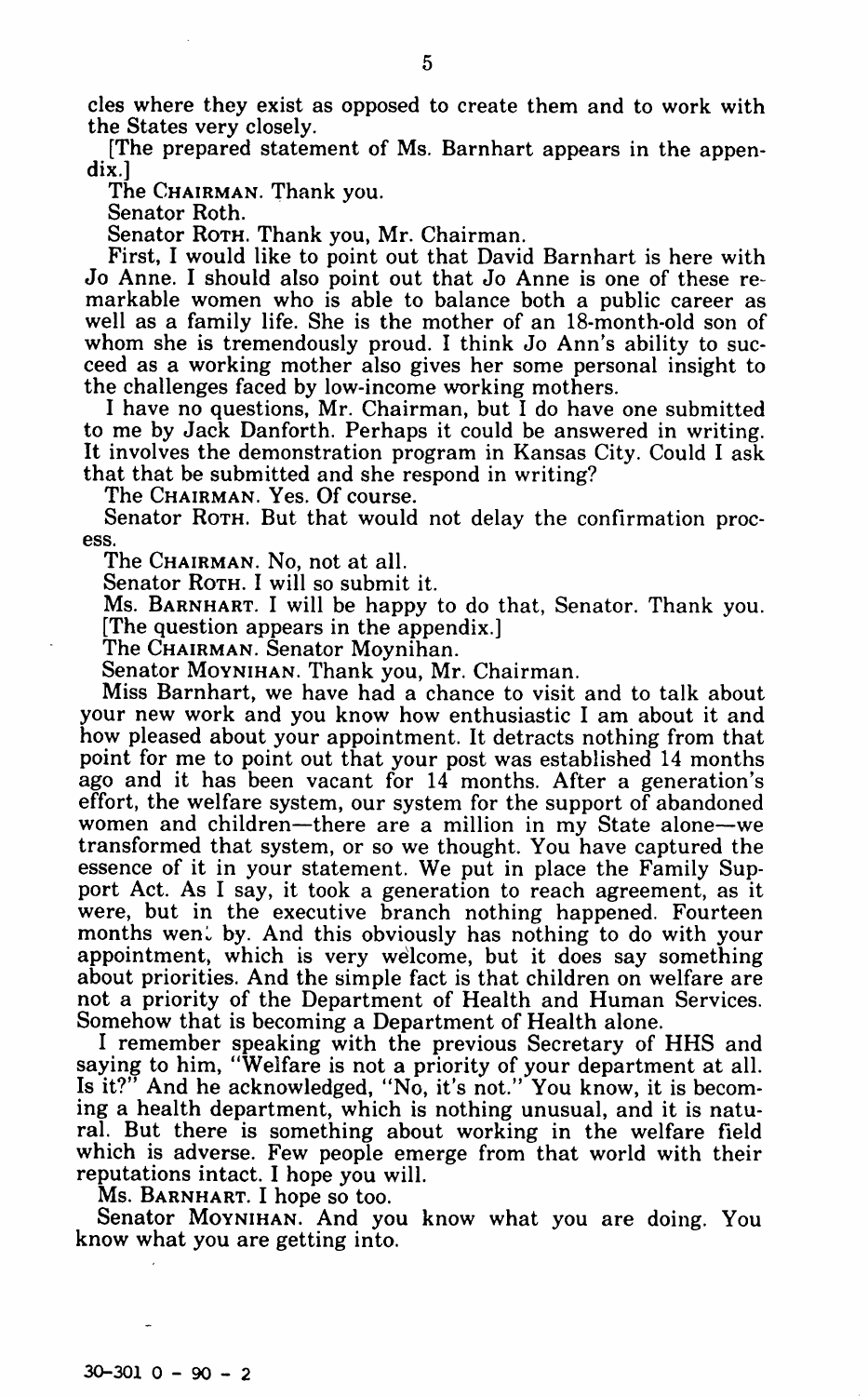cles where they exist as opposed to create them and to work with the States very closely.

[The prepared statement of Ms. Barnhart appears in the appendix.]

The CHAIRMAN. Thank you.

Senator Roth.

Senator ROTH. Thank you, Mr. Chairman.

First, I would like to point out that David Barnhart is here with Jo Anne. I should also point out that Jo Anne is one of these remarkable women who is able to balance both a public career as well as a family life. She is the mother of an 18-month-old son of whom she is tremendously proud. I think Jo Ann's ability to succeed as a working mother also gives her some personal insight to the challenges faced by low-income working mothers.

I have no questions, Mr. Chairman, but I do have one submitted to me by Jack Danforth. Perhaps it could be answered in writing. It involves the demonstration program in Kansas City. Could I ask that that be submitted and she respond in writing?

The CHAIRMAN. Yes. Of course.

Senator ROTH. But that would not delay the confirmation process.

The CHAIRMAN. No, not at all.

Senator ROTH. I will so submit it.

Ms. BARNHART. I will be happy to do that, Senator. Thank you.

[The question appears in the appendix.]

The CHAIRMAN. Senator Moynihan.

Senator MOYNIHAN. Thank you, Mr. Chairman.

Miss Barnhart, we have had a chance to visit and to talk about your new work and you know how enthusiastic I am about it and how pleased about your appointment. It detracts nothing from that point for me to point out that your post was established 14 months ago and it has been vacant for 14 months. After a generation's effort, the welfare system, our system for the support of abandoned women and children—there are a million in my State alone—we transformed that system, or so we thought. You have captured the essence of it in your statement. We put in place the Family Support Act. As I say, it took a generation to reach agreement, as it were, but in the executive branch nothing happened. Fourteen months went by. And this obviously has nothing to do with your appointment, which is very welcome, but it does say something about priorities. And the simple fact is that children on welfare are not a priority of the Department of Health and Human Services. Somehow that is becoming a Department of Health alone.

I remember speaking with the previous Secretary of HHS and saying to him, "Welfare is not a priority of your department at all. Is it?" And he acknowledged, "No, it's not." You know, it is becoming a health department, which is nothing unusual, and it is natural. But there is something about working in the welfare field which is adverse. Few people emerge from that world with their reputations intact. I hope you will.

Ms. BARNHART. I hope so too.

Senator MOYNIHAN. And you know what you are doing. You know what you are getting into.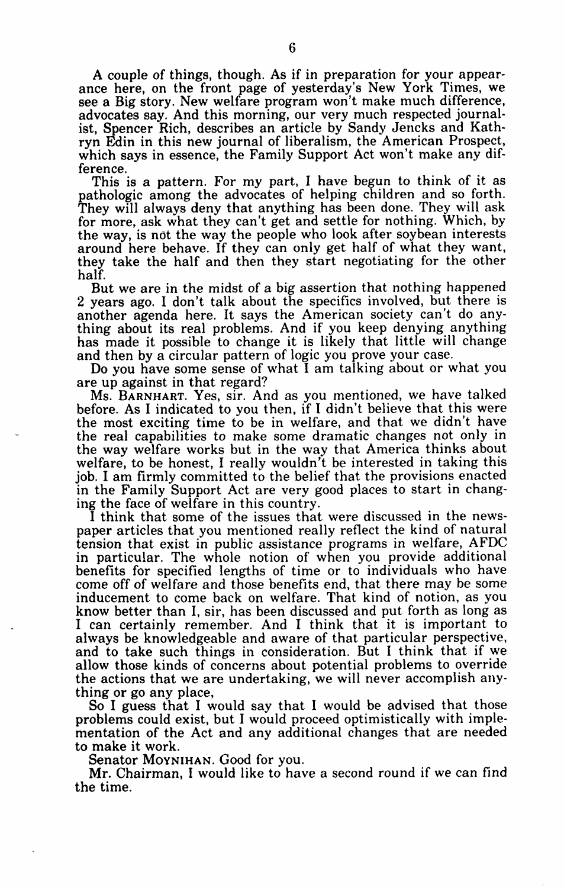A couple of things, though. As if in preparation for your appearance here, on the front page of yesterday's New York Times, we see a Big story. New welfare program won't make much difference, advocates say. And this morning, our very much respected journalist, Spencer Rich, describes an article by Sandy Jencks and Kathryn Edin in this new journal of liberalism, the American Prospect, which says in essence, the Family Support Act won't make any difference.

This is a pattern. For my part, I have begun to think of it as pathologic among the advocates of helping children and so forth. They will always deny that anything has been done. They will ask for more, ask what they can't get and settle for nothing. Which, by the way, is not the way the people who look after soybean interests around here behave. If they can only get half of what they want, they take the half and then they start negotiating for the other half.

But we are in the midst of a big assertion that nothing happened 2 years ago. I don't talk about the specifics involved, but there is another agenda here. It says the American society can't do anything about its real problems. And if you keep denying anything has made it possible to change it is likely that little will change and then by a circular pattern of logic you prove your case.

Do you have some sense of what I am talking about or what you are up against in that regard?

Ms. BARNHART. Yes, sir. And as you mentioned, we have talked before. As I indicated to you then, if I didn't believe that this were the most exciting time to be in welfare, and that we didn't have the real capabilities to make some dramatic changes not only in the way welfare works but in the way that America thinks about welfare, to be honest, I really wouldn't be interested in taking this job. I am firmly committed to the belief that the provisions enacted in the Family Support Act are very good places to start in changing the face of welfare in this country.

I think that some of the issues that were discussed in the newspaper articles that you mentioned really reflect the kind of natural tension that exist in public assistance programs in welfare, AFDC in particular. The whole notion of when you provide additional benefits for specified lengths of time or to individuals who have come off of welfare and those benefits end, that there may be some inducement to come back on welfare. That kind of notion, as you know better than I, sir, has been discussed and put forth as long as I can certainly remember. And I think that it is important to always be knowledgeable and aware of that particular perspective, and to take such things in consideration. But I think that if we allow those kinds of concerns about potential problems to override the actions that we are undertaking, we will never accomplish anything or go any place,

So I guess that I would say that I would be advised that those problems could exist, but I would proceed optimistically with implementation of the Act and any additional changes that are needed to make it work.

Senator MOYNIHAN. Good for you.

Mr. Chairman, I would like to have a second round if we can find the time.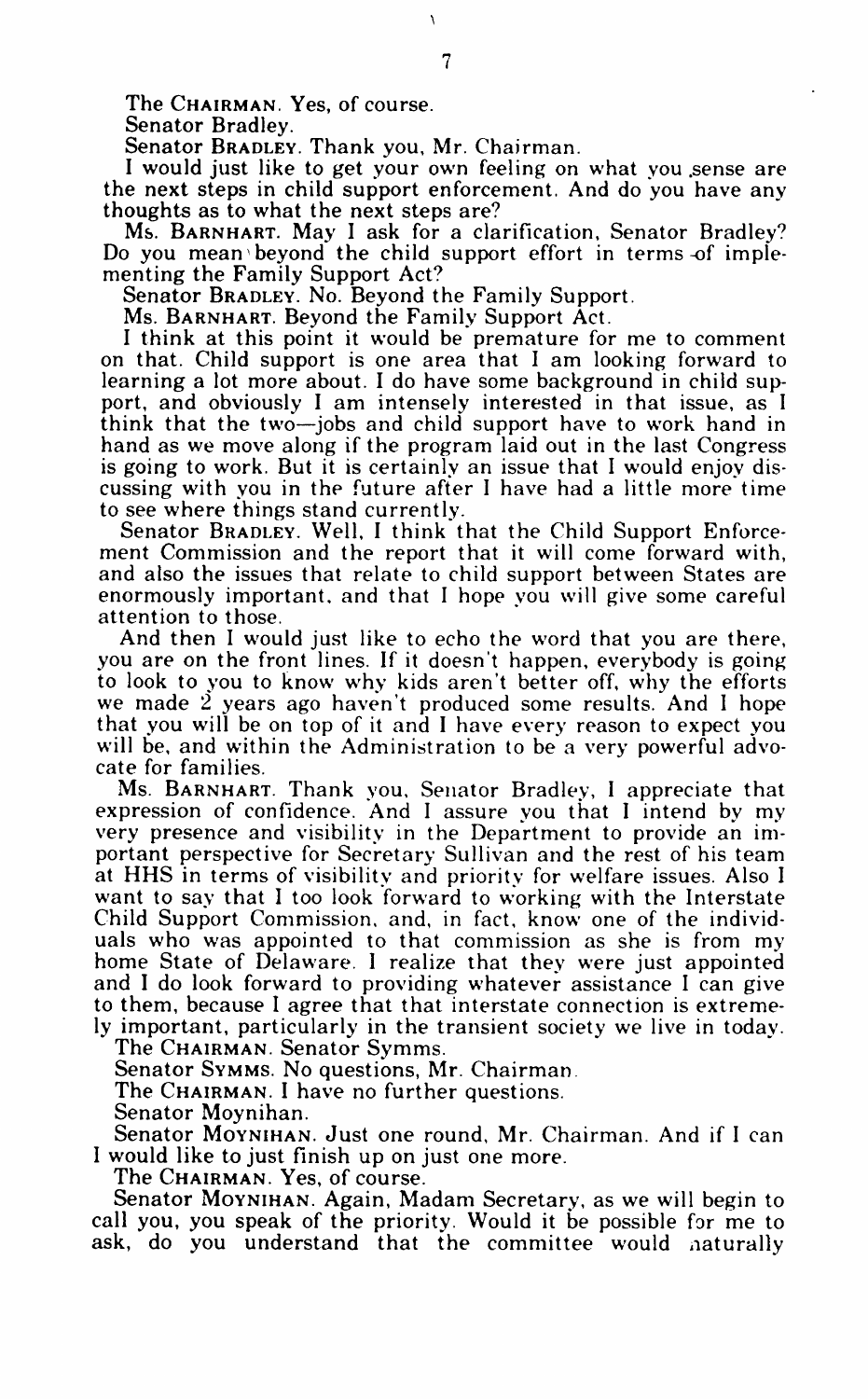The CHAIRMAN. Yes, of course.

Senator Bradley.

Senator BRADLEY. Thank you, Mr. Chairman.

I would just like to get your own feeling on what you sense are the next steps in child support enforcement. And do you have any thoughts as to what the next steps are?

Ms. BARNHART. May I ask for a clarification, Senator Bradley? Do you mean beyond the child support effort in terms of implementing the Family Support Act?

Senator BRADLEY. No. Beyond the Family Support.

Ms. BARNHART. Beyond the Family Support Act.

I think at this point it would be premature for me to comment on that. Child support is one area that I am looking forward to learning a lot more about. I do have some background in child support, and obviously I am intensely interested in that issue, as I think that the two—jobs and child support have to work hand in hand as we move along if the program laid out in the last Congress is going to work. But it is certainly an issue that I would enjoy discussing with you in the future after I have had a little more time to see where things stand currently.

Senator BRADLEY. Well, I think that the Child Support Enforcement Commission and the report that it will come forward with, and also the issues that relate to child support between States are enormously important, and that I hope you will give some careful attention to those.

And then I would just like to echo the word that you are there, you are on the front lines. If it doesn't happen, everybody is going to look to you to know why kids aren't better off, why the efforts we made 2 years ago haven't produced some results. And I hope that you will be on top of it and I have every reason to expect you will be, and within the Administration to be a very powerful advocate for families.

Ms. BARNHART. Thank you, Senator Bradley, I appreciate that expression of confidence. And I assure you that I intend by my very presence and visibility in the Department to provide an important perspective for Secretary Sullivan and the rest of his team at HHS in terms of visibility and priority for welfare issues. Also I want to say that I too look forward to working with the Interstate Child Support Commission, and, in fact, know one of the individuals who was appointed to that commission as she is from my home State of Delaware. I realize that they were just appointed and I do look forward to providing whatever assistance I can give to them, because I agree that that interstate connection is extremely important, particularly in the transient society we live in today.

The CHAIRMAN. Senator Symms.

Senator SYMMS. No questions, Mr. Chairman.

The CHAIRMAN. I have no further questions.

Senator Moynihan.

Senator MOYNIHAN. Just one round, Mr. Chairman. And if I can I would like to just finish up on just one more.

The CHAIRMAN. Yes, of course.

Senator MOYNIHAN. Again, Madam Secretary, as we will begin to call you, you speak of the priority. Would it be possible for me to ask, do you understand that the committee would naturally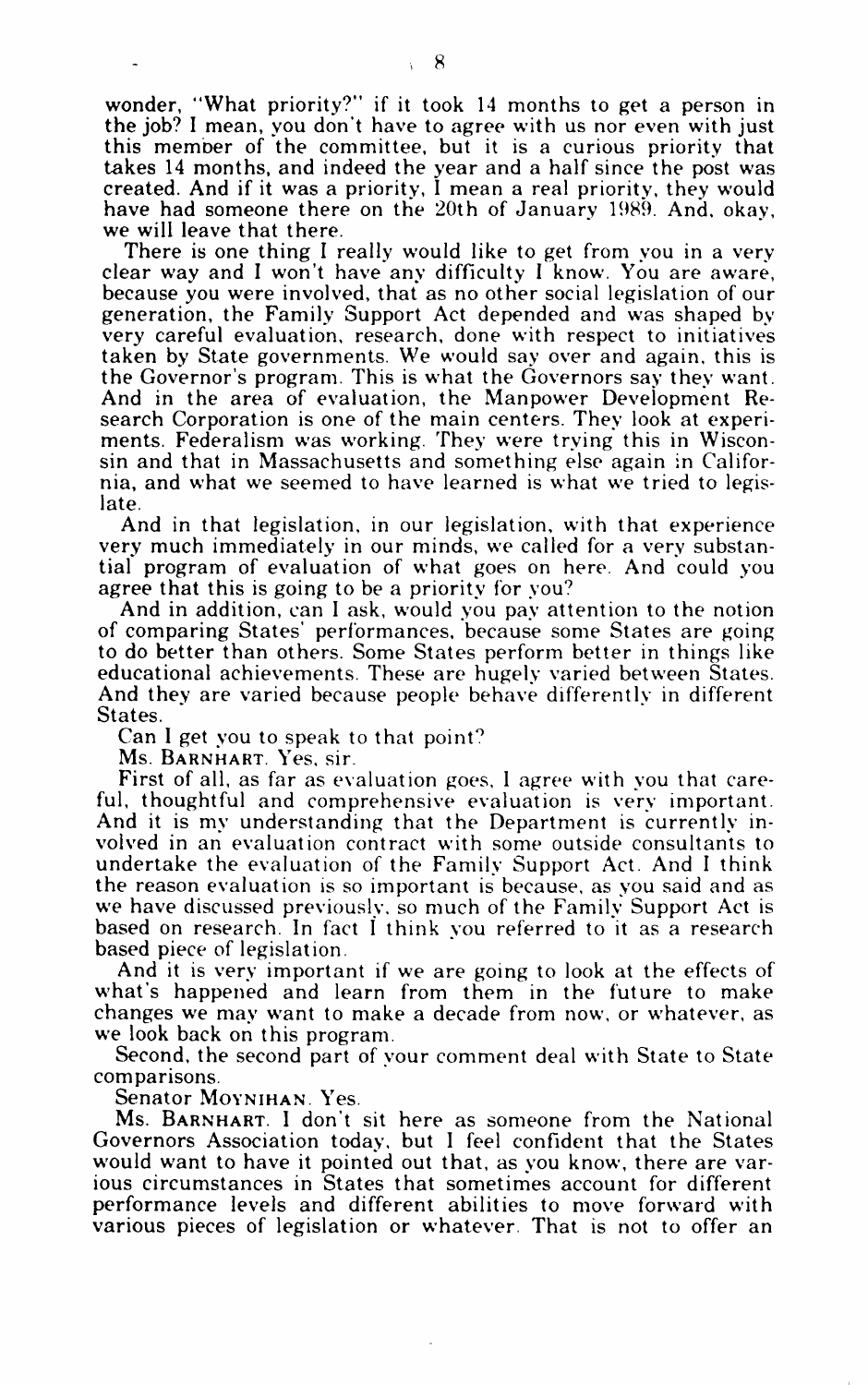wonder, "What priority?" if it took 14 months to get a person in the job? I mean, you don't have to agree with us nor even with just this member of the committee, but it is a curious priority that takes 14 months, and indeed the year and a half since the post was created. And if it was a priority, I mean a real priority, they would have had someone there on the 20th of January 1989. And, okay, we will leave that there.

There is one thing I really would like to get from you in a very clear way and I won't have any difficulty I know. You are aware, because you were involved, that as no other social legislation of our generation, the Family Support Act depended and was shaped by very careful evaluation, research, done with respect to initiatives taken by State governments. We would say over and again, this is the Governor's program. This is what the Governors say they want. And in the area of evaluation, the Manpower Development Research Corporation is one of the main centers. They look at experiments. Federalism was working. They were trying this in Wisconsin and that in Massachusetts and something else again in California, and what we seemed to have learned is what we tried to legislate.

And in that legislation, in our legislation, with that experience very much immediately in our minds, we called for a very substantial program of evaluation of what goes on here. And could you agree that this is going to be a priority for you?

And in addition, can I ask, would you pay attention to the notion of comparing States' performances, because some States are going to do better than others. Some States perform better in things like educational achievements. These are hugely varied between States. And they are varied because people behave differently in different States.

Can I get you to speak to that point?

Ms. BARNHART. Yes, sir.

First of all, as far as evaluation goes, I agree with you that careful, thoughtful and comprehensive evaluation is very important. And it is my understanding that the Department is currently involved in an evaluation contract with some outside consultants to undertake the evaluation of the Family Support Act. And I think the reason evaluation is so important is because, as you said and as we have discussed previously, so much of the Family Support Act is based on research. In fact I think you referred to it as a research based piece of legislation.

And it is very important if we are going to look at the effects of what's happened and learn from them in the future to make changes we may want to make a decade from now, or whatever, as we look back on this program.

Second, the second part of your comment deal with State to State comparisons.

Senator MOYNIHAN. Yes.

Ms. BARNHART. I don't sit here as someone from the National Governors Association today, but I feel confident that the States would want to have it pointed out that, as you know, there are various circumstances in States that sometimes account for different performance levels and different abilities to move forward with various pieces of legislation or whatever. That is not to offer an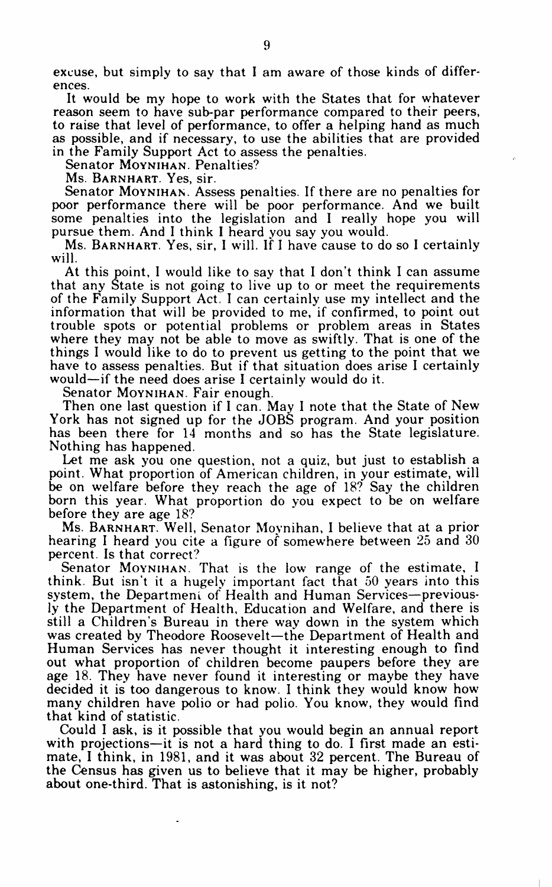excuse, but simply to say that I am aware of those kinds of differences.

It would be my hope to work with the States that for whatever reason seem to have sub-par performance compared to their peers, to raise that level of performance, to offer a helping hand as much as possible, and if necessary, to use the abilities that are provided in the Family Support Act to assess the penalties.

Senator MOYNIHAN. Penalties?

Ms. BARNHART. Yes, sir.

Senator MOYNIHAN. Assess penalties. If there are no penalties for poor performance there will be poor performance. And we built some penalties into the legislation and I really hope you will pursue them. And I think I heard you say you would.

Ms. BARNHART. Yes, sir, I will. If I have cause to do so I certainly will.

At this point, I would like to say that I don't think I can assume that any State is not going to live up to or meet the requirements of the Family Support Act. I can certainly use my intellect and the information that will be provided to me, if confirmed, to point out trouble spots or potential problems or problem areas in States where they may not be able to move as swiftly. That is one of the things I would like to do to prevent us getting to the point that we have to assess penalties. But if that situation does arise I certainly would—if the need does arise I certainly would do it.

Senator MOYNIHAN. Fair enough.

Then one last question if I can. May I note that the State of New York has not signed up for the JOBS program. And your position has been there for 14 months and so has the State legislature. Nothing has happened.

Let me ask you one question, not a quiz, but just to establish a point. What proportion of American children, in your estimate, will be on welfare before they reach the age of 18? Say the children born this year. What proportion do you expect to be on welfare before they are age 18?

Ms. BARNHART. Well, Senator Moynihan, I believe that at a prior hearing I heard you cite a figure of somewhere between 25 and 30 percent. Is that correct?

Senator MOYNIHAN. That is the low range of the estimate, I think. But isn't it a hugely important fact that 50 years into this system, the Department of Health and Human Services—previously the Department of Health, Education and Welfare, and there is still a Children's Bureau in there way down in the system which was created by Theodore Roosevelt—the Department of Health and Human Services has never thought it interesting enough to find out what proportion of children become paupers before they are age 18. They have never found it interesting or maybe they have decided it is too dangerous to know. I think they would know how many children have polio or had polio. You know, they would find that kind of statistic.

Could I ask, is it possible that you would begin an annual report with projections—it is not a hard thing to do. I first made an estimate, I think, in 1981, and it was about 32 percent. The Bureau of the Census has given us to believe that it may be higher, probably about one-third. That is astonishing, is it not?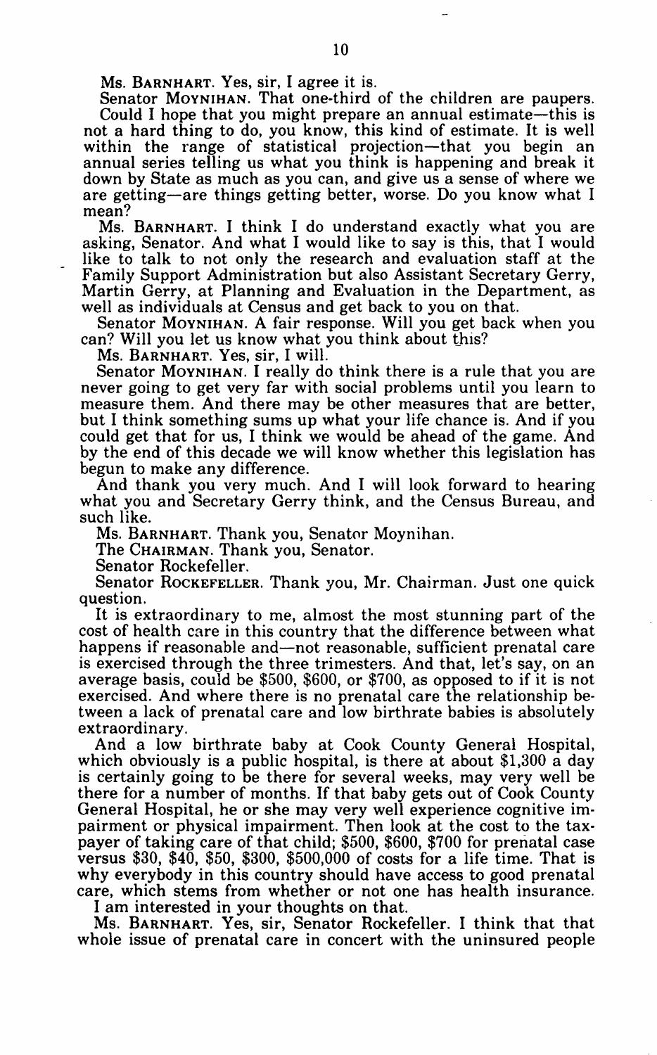Ms. BARNHART. Yes, sir, I agree it is.

Senator MOYNIHAN. That one-third of the children are paupers.

Could I hope that you might prepare an annual estimate—this is not a hard thing to do, you know, this kind of estimate. It is well within the range of statistical projection—that you begin an annual series telling us what you think is happening and break it down by State as much as you can, and give us a sense of where we are getting—are things getting better, worse. Do you know what I mean?

Ms. BARNHART. I think I do understand exactly what you are asking, Senator. And what I would like to say is this, that I would like to talk to not only the research and evaluation staff at the Family Support Administration but also Assistant Secretary Gerry, Martin Gerry, at Planning and Evaluation in the Department, as well as individuals at Census and get back to you on that.

Senator MOYNIHAN. A fair response. Will you get back when you can? Will you let us know what you think about this?

Ms. BARNHART. Yes, sir, I will.

Senator MOYNIHAN. I really do think there is a rule that you are never going to get very far with social problems until you learn to measure them. And there may be other measures that are better, but I think something sums up what your life chance is. And if you could get that for us, I think we would be ahead of the game. And by the end of this decade we will know whether this legislation has begun to make any difference.

And thank you very much. And I will look forward to hearing what you and Secretary Gerry think, and the Census Bureau, and such like.

Ms. BARNHART. Thank you, Senator Moynihan.

The CHAIRMAN. Thank you, Senator.

Senator Rockefeller.

Senator ROCKEFELLER. Thank you, Mr. Chairman. Just one quick question.

It is extraordinary to me, almost the most stunning part of the cost of health care in this country that the difference between what happens if reasonable and—not reasonable, sufficient prenatal care is exercised through the three trimesters. And that, let's say, on an average basis, could be $500, $600, or $700, as opposed to if it is not exercised. And where there is no prenatal care the relationship between a lack of prenatal care and low birthrate babies is absolutely extraordinary.

And a low birthrate baby at Cook County General Hospital, which obviously is a public hospital, is there at about $1,300 a day is certainly going to be there for several weeks, may very well be there for a number of months. If that baby gets out of Cook County General Hospital, he or she may very well experience cognitive impairment or physical impairment. Then look at the cost to the taxpayer of taking care of that child; $500, $600, $700 for prenatal case versus $30, $40, $50, $300, $500,000 of costs for a life time. That is why everybody in this country should have access to good prenatal care, which stems from whether or not one has health insurance.

I am interested in your thoughts on that.

Ms. BARNHART. Yes, sir, Senator Rockefeller. I think that that whole issue of prenatal care in concert with the uninsured people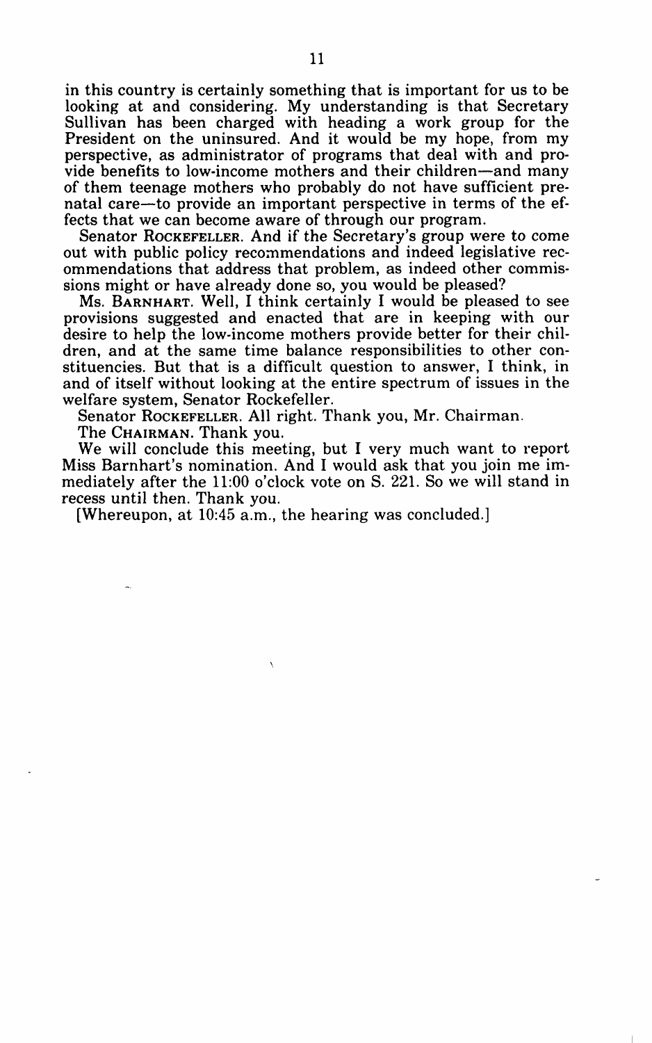in this country is certainly something that is important for us to be looking at and considering. My understanding is that Secretary Sullivan has been charged with heading a work group for the President on the uninsured. And it would be my hope, from my perspective, as administrator of programs that deal with and provide benefits to low-income mothers and their children—and many of them teenage mothers who probably do not have sufficient prenatal care—to provide an important perspective in terms of the effects that we can become aware of through our program.

Senator ROCKEFELLER. And if the Secretary's group were to come out with public policy recommendations and indeed legislative recommendations that address that problem, as indeed other commissions might or have already done so, you would be pleased?

Ms. BARNHART. Well, I think certainly I would be pleased to see provisions suggested and enacted that are in keeping with our desire to help the low-income mothers provide better for their children, and at the same time balance responsibilities to other constituencies. But that is a difficult question to answer, I think, in and of itself without looking at the entire spectrum of issues in the welfare system, Senator Rockefeller.

Senator ROCKEFELLER. All right. Thank you, Mr. Chairman.

The CHAIRMAN. Thank you.

We will conclude this meeting, but I very much want to report Miss Barnhart's nomination. And I would ask that you join me immediately after the 11:00 o'clock vote on S. 221. So we will stand in recess until then. Thank you.

[Whereupon, at 10:45 a.m., the hearing was concluded.]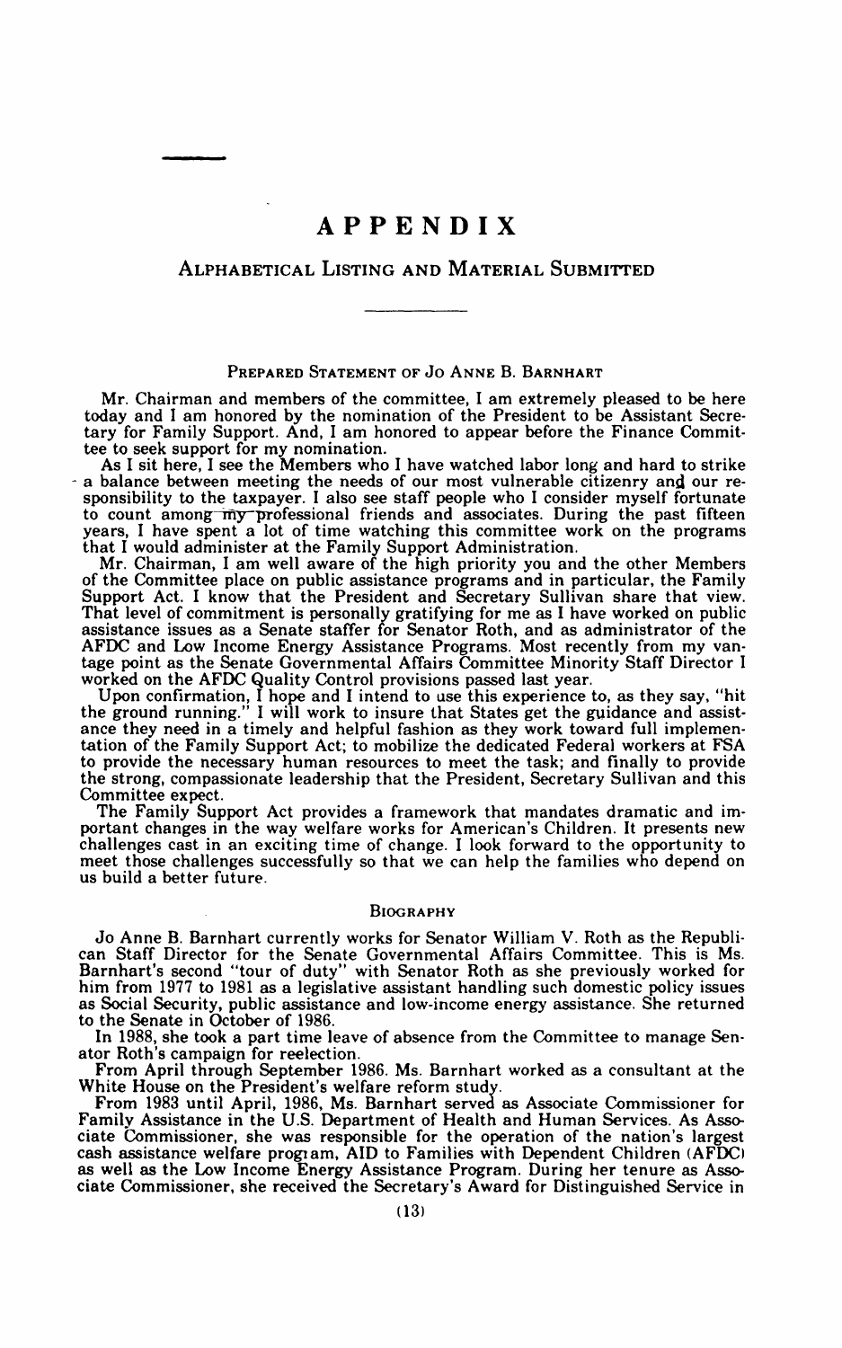# APPENDIX

## Alphabetical Listing and Material Submitted

### Prepared Statement of Jo Anne B. Barnhart

Mr. Chairman and members of the committee, I am extremely pleased to be here today and I am honored by the nomination of the President to be Assistant Secretary for Family Support. And, I am honored to appear before the Finance Committee to seek support for my nomination.

As I sit here, I see the Members who I have watched labor long and hard to strike a balance between meeting the needs of our most vulnerable citizenry and our responsibility to the taxpayer. I also see staff people who I consider myself fortunate to count among my professional friends and associates. During the past fifteen years, I have spent a lot of time watching this committee work on the programs that I would administer at the Family Support Administration.

Mr. Chairman, I am well aware of the high priority you and the other Members of the Committee place on public assistance programs and in particular, the Family Support Act. I know that the President and Secretary Sullivan share that view. That level of commitment is personally gratifying for me as I have worked on public assistance issues as a Senate staffer for Senator Roth, and as administrator of the AFDC and Low Income Energy Assistance Programs. Most recently from my vantage point as the Senate Governmental Affairs Committee Minority Staff Director I worked on the AFDC Quality Control provisions passed last year.

Upon confirmation, I hope and I intend to use this experience to, as they say, "hit the ground running." I will work to insure that States get the guidance and assistance they need in a timely and helpful fashion as they work toward full implementation of the Family Support Act; to mobilize the dedicated Federal workers at FSA to provide the necessary human resources to meet the task; and finally to provide the strong, compassionate leadership that the President, Secretary Sullivan and this Committee expect.

The Family Support Act provides a framework that mandates dramatic and important changes in the way welfare works for American's Children. It presents new challenges cast in an exciting time of change. I look forward to the opportunity to meet those challenges successfully so that we can help the families who depend on us build a better future.

### Biography

Jo Anne B. Barnhart currently works for Senator William V. Roth as the Republican Staff Director for the Senate Governmental Affairs Committee. This is Ms. Barnhart's second "tour of duty" with Senator Roth as she previously worked for him from 1977 to 1981 as a legislative assistant handling such domestic policy issues as Social Security, public assistance and low-income energy assistance. She returned to the Senate in October of 1986.

In 1988, she took a part time leave of absence from the Committee to manage Senator Roth's campaign for reelection.

From April through September 1986. Ms. Barnhart worked as a consultant at the White House on the President's welfare reform study.

From 1983 until April, 1986, Ms. Barnhart served as Associate Commissioner for Family Assistance in the U.S. Department of Health and Human Services. As Associate Commissioner, she was responsible for the operation of the nation's largest cash assistance welfare program, AID to Families with Dependent Children (AFDC) as well as the Low Income Energy Assistance Program. During her tenure as Associate Commissioner, she received the Secretary's Award for Distinguished Service in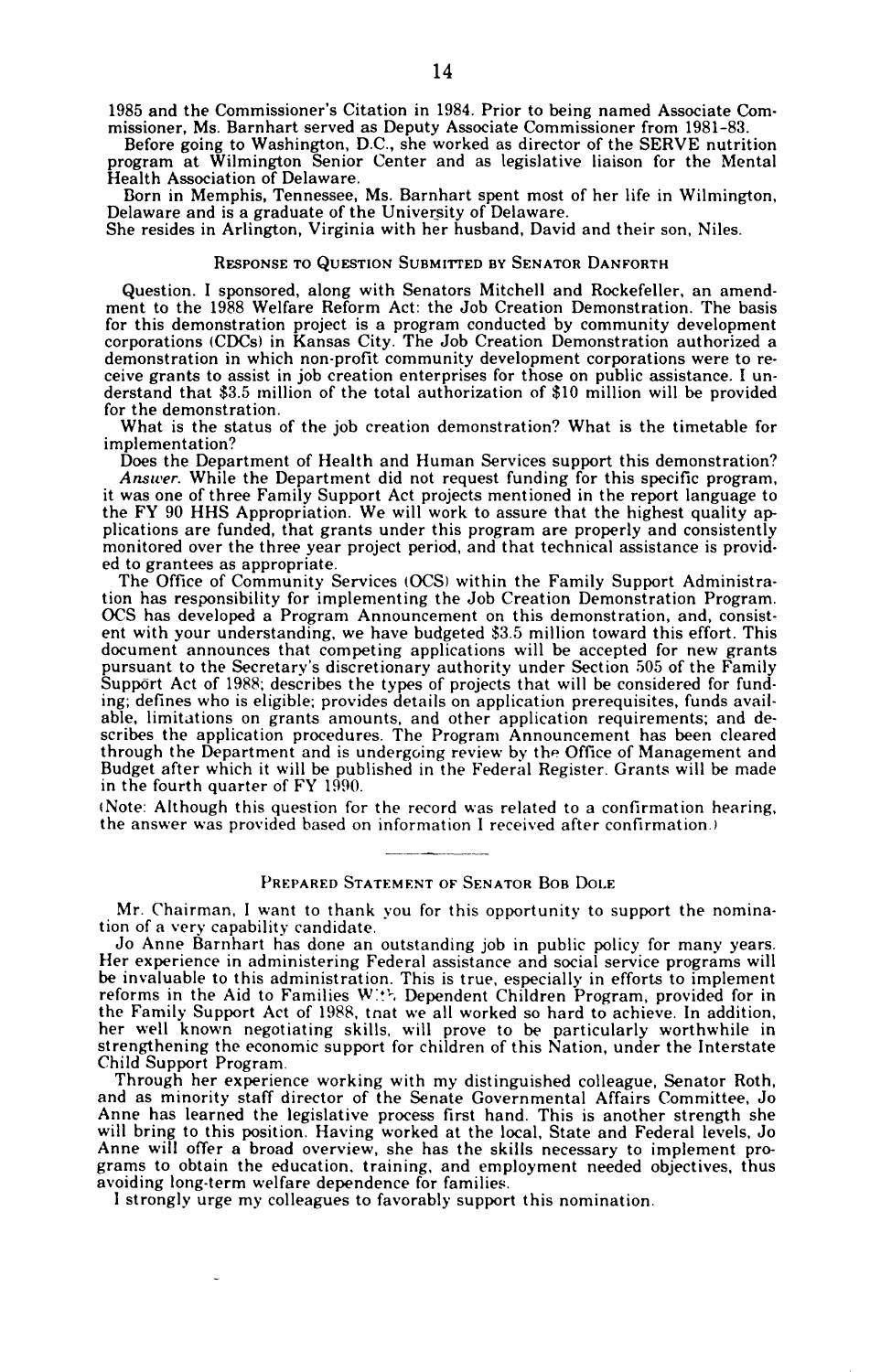1985 and the Commissioner's Citation in 1984. Prior to being named Associate Commissioner, Ms. Barnhart served as Deputy Associate Commissioner from 1981–83.

Before going to Washington, D.C., she worked as director of the SERVE nutrition program at Wilmington Senior Center and as legislative liaison for the Mental Health Association of Delaware.

Born in Memphis, Tennessee, Ms. Barnhart spent most of her life in Wilmington, Delaware and is a graduate of the University of Delaware.

She resides in Arlington, Virginia with her husband, David and their son, Niles.

## RESPONSE TO QUESTION SUBMITTED BY SENATOR DANFORTH

Question. I sponsored, along with Senators Mitchell and Rockefeller, an amendment to the 1988 Welfare Reform Act: the Job Creation Demonstration. The basis for this demonstration project is a program conducted by community development corporations (CDCs) in Kansas City. The Job Creation Demonstration authorized a demonstration in which non-profit community development corporations were to receive grants to assist in job creation enterprises for those on public assistance. I understand that $3.5 million of the total authorization of $10 million will be provided for the demonstration.

What is the status of the job creation demonstration? What is the timetable for implementation?

Does the Department of Health and Human Services support this demonstration?

*Answer.* While the Department did not request funding for this specific program, it was one of three Family Support Act projects mentioned in the report language to the FY 90 HHS Appropriation. We will work to assure that the highest quality applications are funded, that grants under this program are properly and consistently monitored over the three year project period, and that technical assistance is provided to grantees as appropriate.

The Office of Community Services (OCS) within the Family Support Administration has responsibility for implementing the Job Creation Demonstration Program. OCS has developed a Program Announcement on this demonstration, and, consistent with your understanding, we have budgeted $3.5 million toward this effort. This document announces that competing applications will be accepted for new grants pursuant to the Secretary's discretionary authority under Section 505 of the Family Support Act of 1988; describes the types of projects that will be considered for funding; defines who is eligible; provides details on application prerequisites, funds available, limitations on grants amounts, and other application requirements; and describes the application procedures. The Program Announcement has been cleared through the Department and is undergoing review by the Office of Management and Budget after which it will be published in the Federal Register. Grants will be made in the fourth quarter of FY 1990.

(Note: Although this question for the record was related to a confirmation hearing, the answer was provided based on information I received after confirmation.)

---

## PREPARED STATEMENT OF SENATOR BOB DOLE

Mr. Chairman, I want to thank you for this opportunity to support the nomination of a very capability candidate.

Jo Anne Barnhart has done an outstanding job in public policy for many years. Her experience in administering Federal assistance and social service programs will be invaluable to this administration. This is true, especially in efforts to implement reforms in the Aid to Families With Dependent Children Program, provided for in the Family Support Act of 1988, that we all worked so hard to achieve. In addition, her well known negotiating skills, will prove to be particularly worthwhile in strengthening the economic support for children of this Nation, under the Interstate Child Support Program.

Through her experience working with my distinguished colleague, Senator Roth, and as minority staff director of the Senate Governmental Affairs Committee, Jo Anne has learned the legislative process first hand. This is another strength she will bring to this position. Having worked at the local, State and Federal levels, Jo Anne will offer a broad overview, she has the skills necessary to implement programs to obtain the education, training, and employment needed objectives, thus avoiding long-term welfare dependence for families.

I strongly urge my colleagues to favorably support this nomination.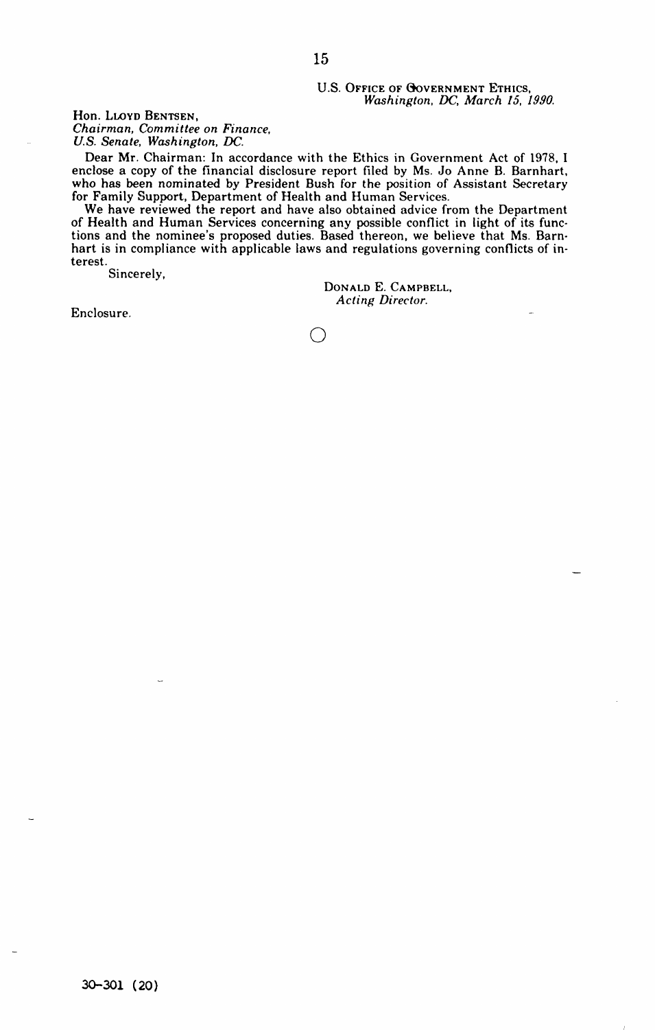U.S. Office of Government Ethics,
*Washington, DC, March 15, 1990.*

Hon. Lloyd Bentsen,
*Chairman, Committee on Finance,*
*U.S. Senate, Washington, DC.*

Dear Mr. Chairman: In accordance with the Ethics in Government Act of 1978, I enclose a copy of the financial disclosure report filed by Ms. Jo Anne B. Barnhart, who has been nominated by President Bush for the position of Assistant Secretary for Family Support, Department of Health and Human Services.

We have reviewed the report and have also obtained advice from the Department of Health and Human Services concerning any possible conflict in light of its functions and the nominee's proposed duties. Based thereon, we believe that Ms. Barnhart is in compliance with applicable laws and regulations governing conflicts of interest.

Sincerely,

Donald E. Campbell,
*Acting Director.*

Enclosure.

30-301 (20)